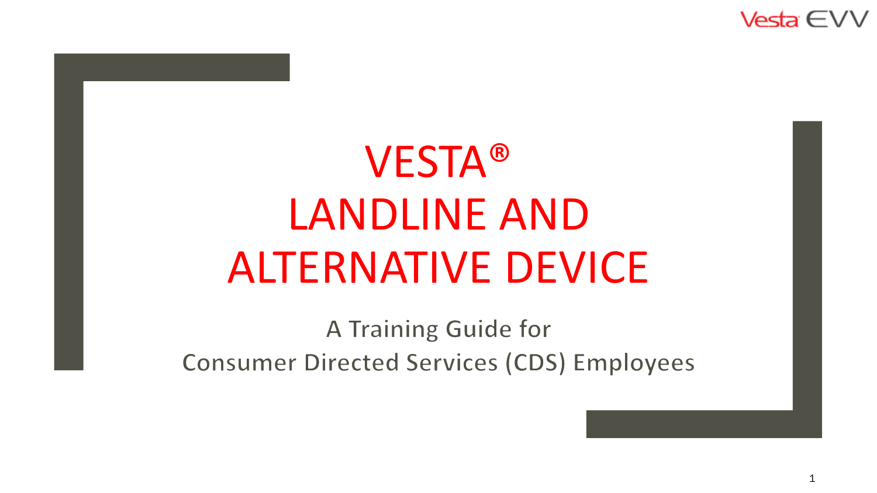# VESTA® LANDLINE AND ALTERNATIVE DEVICE

A Training Guide for

Consumer Directed Services (CDS) Employees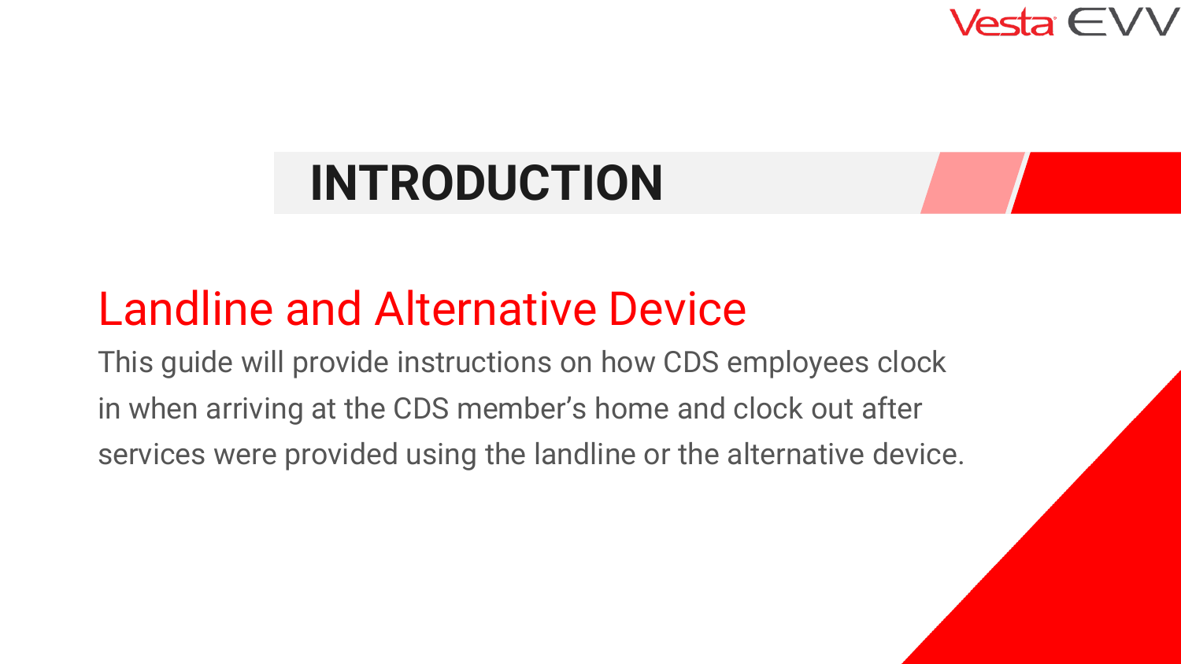# INTRODUCTION

## Landline and Alternative Device

This guide will provide instructions on how CDS employees clock in when arriving at the CDS member's home and clock out after services were provided using the landline or the alternative device.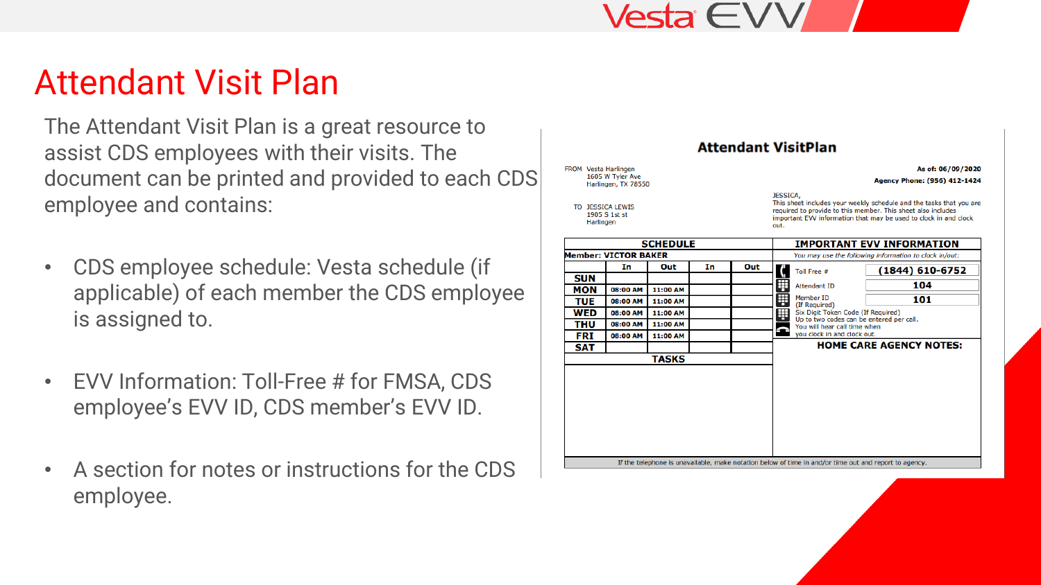# Attendant Visit Plan

The Attendant Visit Plan is a great resource to assist CDS employees with their visits. The document can be printed and provided to each CDS employee and contains:

- CDS employee schedule: Vesta schedule (if applicable) of each member the CDS employee is assigned to.
- EVV Information: Toll-Free # for FMSA, CDS employee's EVV ID, CDS member's EVV ID.
- A section for notes or instructions for the CDS employee.

## Attendant VisitPlan

FROM Vesta Harlingen
1605 W Tyler Ave
Harlingen, TX 78550

**As of: 06/09/2020**

**Agency Phone: (956) 412-1424**

TO JESSICA LEWIS
1905 S 1st st
Harlingen

JESSICA,
This sheet includes your weekly schedule and the tasks that you are required to provide to this member. This sheet also includes important EVV information that may be used to clock in and clock out.

**SCHEDULE**

**Member: VICTOR BAKER**

| | In | Out | In | Out |
|---|---|---|---|---|
| SUN | | | | |
| MON | 08:00 AM | 11:00 AM | | |
| TUE | 08:00 AM | 11:00 AM | | |
| WED | 08:00 AM | 11:00 AM | | |
| THU | 08:00 AM | 11:00 AM | | |
| FRI | 08:00 AM | 11:00 AM | | |
| SAT | | | | |

**TASKS**

**IMPORTANT EVV INFORMATION**

*You may use the following information to clock in/out:*

| | |
|---|---|
| Toll Free # | (1844) 610-6752 |
| Attendant ID | 104 |
| Member ID (If Required) | 101 |

Six Digit Token Code (If Required)
Up to two codes can be entered per call.
You will hear call time when you clock in and clock out.

**HOME CARE AGENCY NOTES:**

If the telephone is unavailable, make notation below of time in and/or time out and report to agency.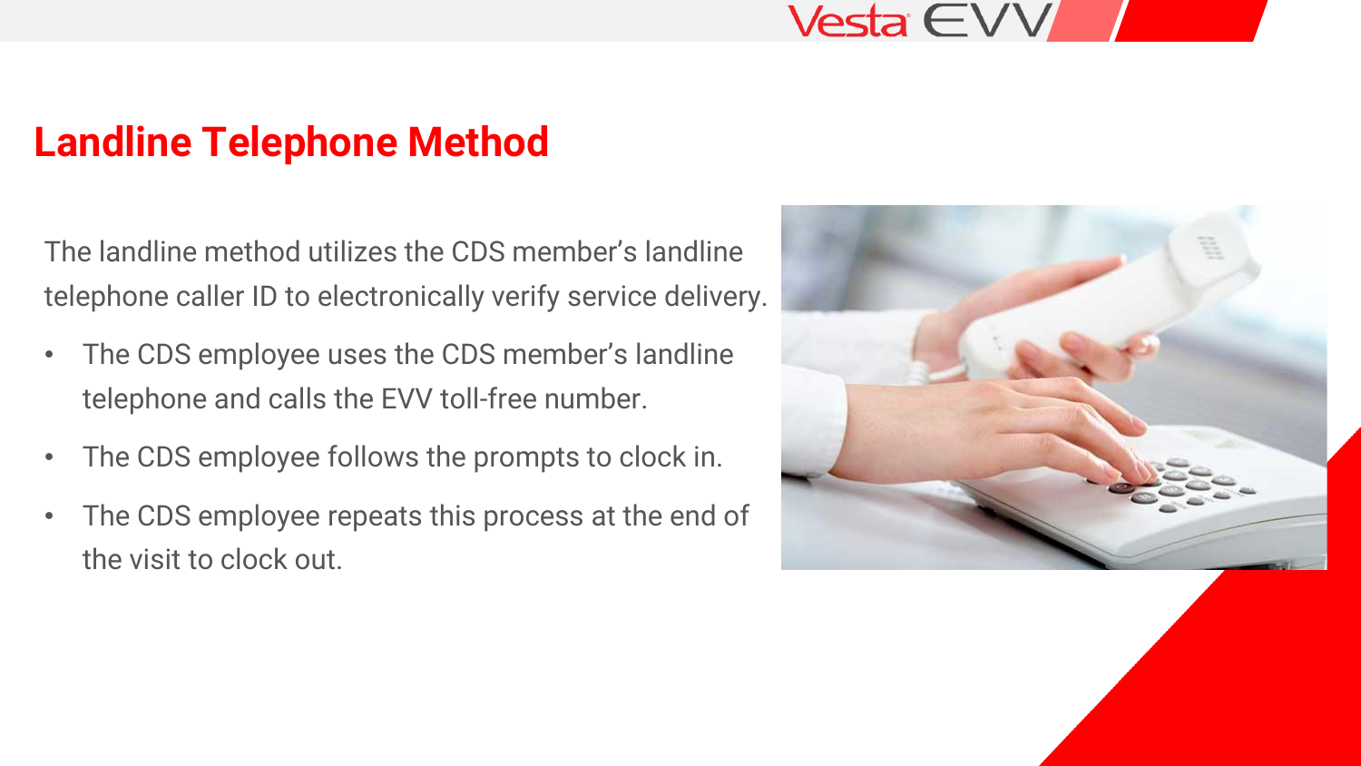## Landline Telephone Method

The landline method utilizes the CDS member's landline telephone caller ID to electronically verify service delivery.

- The CDS employee uses the CDS member's landline telephone and calls the EVV toll-free number.
- The CDS employee follows the prompts to clock in.
- The CDS employee repeats this process at the end of the visit to clock out.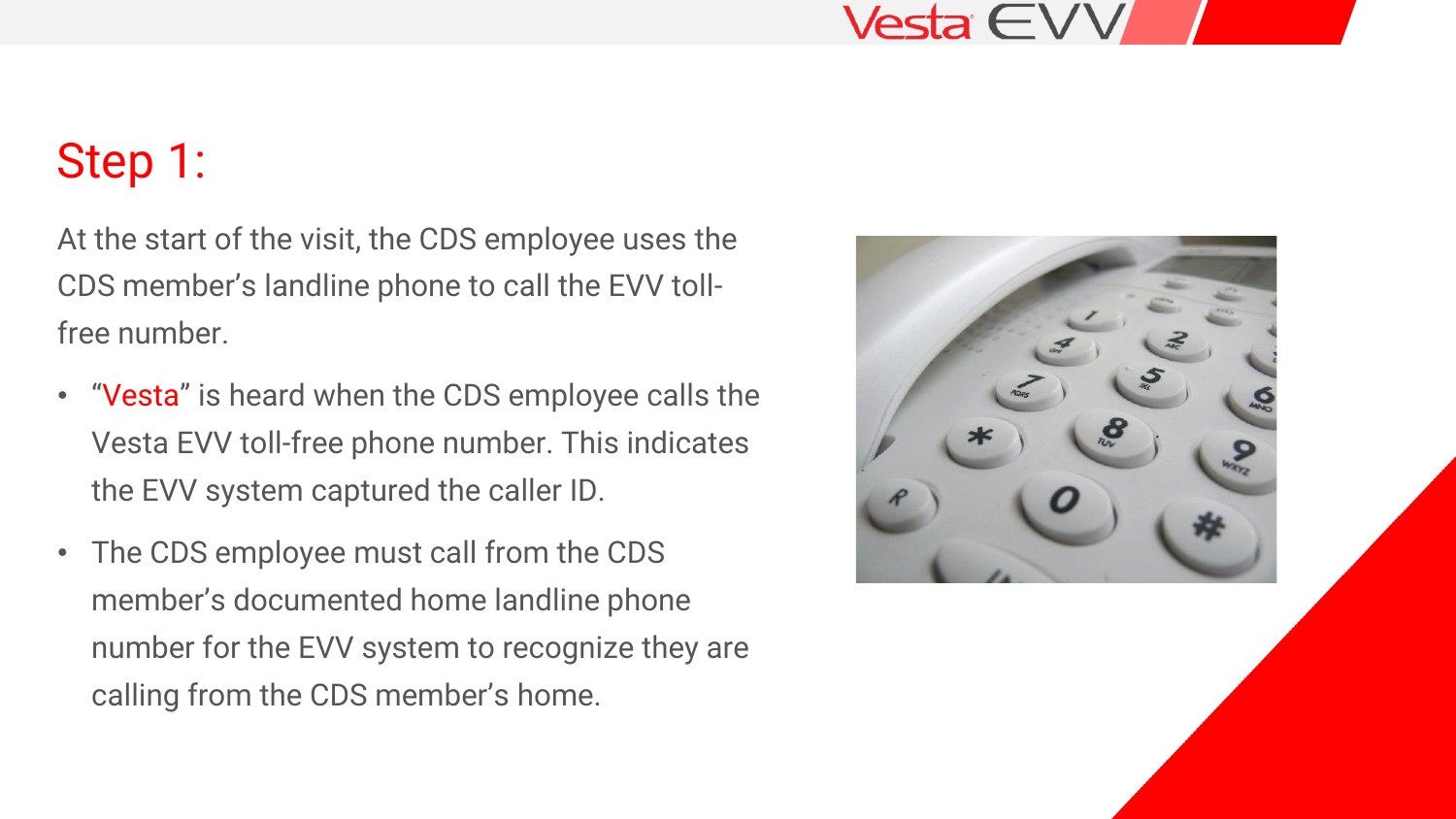# Step 1:

At the start of the visit, the CDS employee uses the CDS member's landline phone to call the EVV toll-free number.

- "Vesta" is heard when the CDS employee calls the Vesta EVV toll-free phone number. This indicates the EVV system captured the caller ID.
- The CDS employee must call from the CDS member's documented home landline phone number for the EVV system to recognize they are calling from the CDS member's home.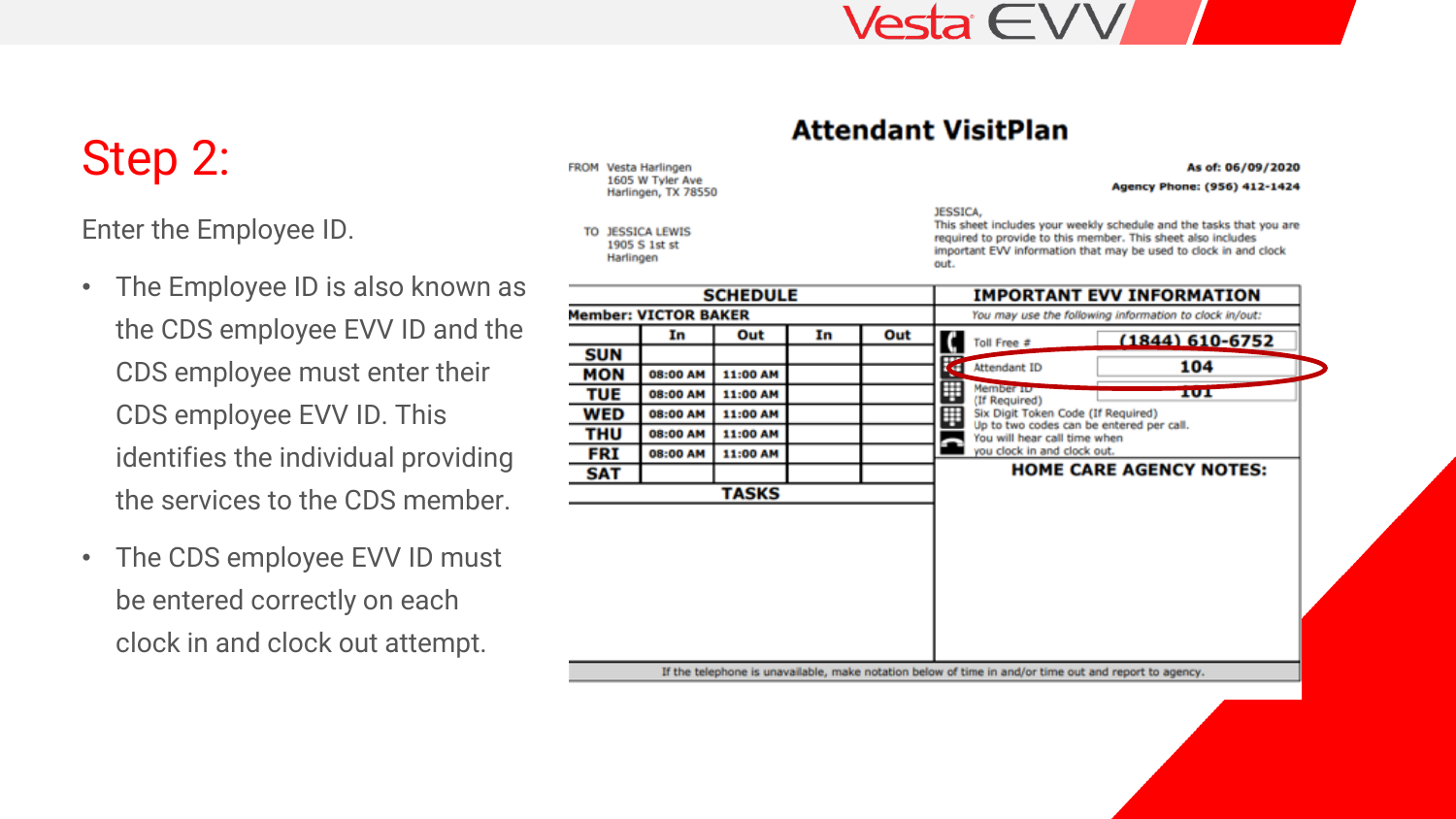# Step 2:

Enter the Employee ID.

- The Employee ID is also known as the CDS employee EVV ID and the CDS employee must enter their CDS employee EVV ID. This identifies the individual providing the services to the CDS member.
- The CDS employee EVV ID must be entered correctly on each clock in and clock out attempt.

## Attendant VisitPlan

FROM Vesta Harlingen
1605 W Tyler Ave
Harlingen, TX 78550

**As of: 06/09/2020**

**Agency Phone: (956) 412-1424**

TO JESSICA LEWIS
1905 S 1st st
Harlingen

JESSICA,
This sheet includes your weekly schedule and the tasks that you are required to provide to this member. This sheet also includes important EVV information that may be used to clock in and clock out.

**SCHEDULE**

**Member: VICTOR BAKER**

| | In | Out | In | Out |
|---|---|---|---|---|
| **SUN** | | | | |
| **MON** | 08:00 AM | 11:00 AM | | |
| **TUE** | 08:00 AM | 11:00 AM | | |
| **WED** | 08:00 AM | 11:00 AM | | |
| **THU** | 08:00 AM | 11:00 AM | | |
| **FRI** | 08:00 AM | 11:00 AM | | |
| **SAT** | | | | |

**TASKS**

**IMPORTANT EVV INFORMATION**

*You may use the following information to clock in/out:*

| | |
|---|---|
| Toll Free # | (1844) 610-6752 |
| Attendant ID | 104 |
| Member ID (If Required) | 101 |

Six Digit Token Code (If Required)
Up to two codes can be entered per call.
You will hear call time when you clock in and clock out.

**HOME CARE AGENCY NOTES:**

If the telephone is unavailable, make notation below of time in and/or time out and report to agency.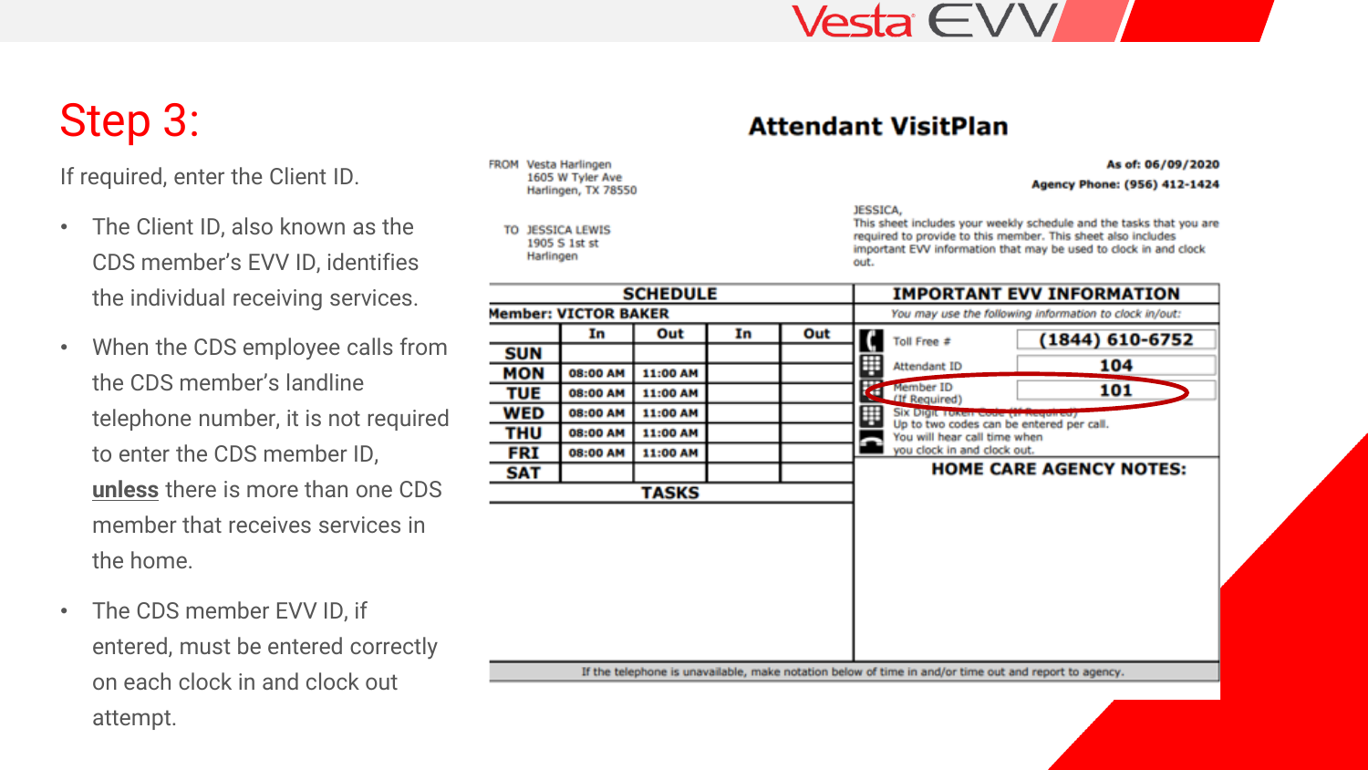# Step 3:

If required, enter the Client ID.

- The Client ID, also known as the CDS member's EVV ID, identifies the individual receiving services.
- When the CDS employee calls from the CDS member's landline telephone number, it is not required to enter the CDS member ID, **unless** there is more than one CDS member that receives services in the home.
- The CDS member EVV ID, if entered, must be entered correctly on each clock in and clock out attempt.

## Attendant VisitPlan

FROM Vesta Harlingen
1605 W Tyler Ave
Harlingen, TX 78550

TO JESSICA LEWIS
1905 S 1st st
Harlingen

**As of: 06/09/2020**

**Agency Phone: (956) 412-1424**

JESSICA,
This sheet includes your weekly schedule and the tasks that you are required to provide to this member. This sheet also includes important EVV information that may be used to clock in and clock out.

**SCHEDULE**

**Member: VICTOR BAKER**

| | In | Out | In | Out |
|---|---|---|---|---|
| SUN | | | | |
| MON | 08:00 AM | 11:00 AM | | |
| TUE | 08:00 AM | 11:00 AM | | |
| WED | 08:00 AM | 11:00 AM | | |
| THU | 08:00 AM | 11:00 AM | | |
| FRI | 08:00 AM | 11:00 AM | | |
| SAT | | | | |

**TASKS**

**IMPORTANT EVV INFORMATION**

*You may use the following information to clock in/out:*

| | |
|---|---|
| Toll Free # | (1844) 610-6752 |
| Attendant ID | 104 |
| Member ID (If Required) | 101 |
| Six Digit Token Code (If Required) Up to two codes can be entered per call. | |
| You will hear call time when you clock in and clock out. | |

**HOME CARE AGENCY NOTES:**

If the telephone is unavailable, make notation below of time in and/or time out and report to agency.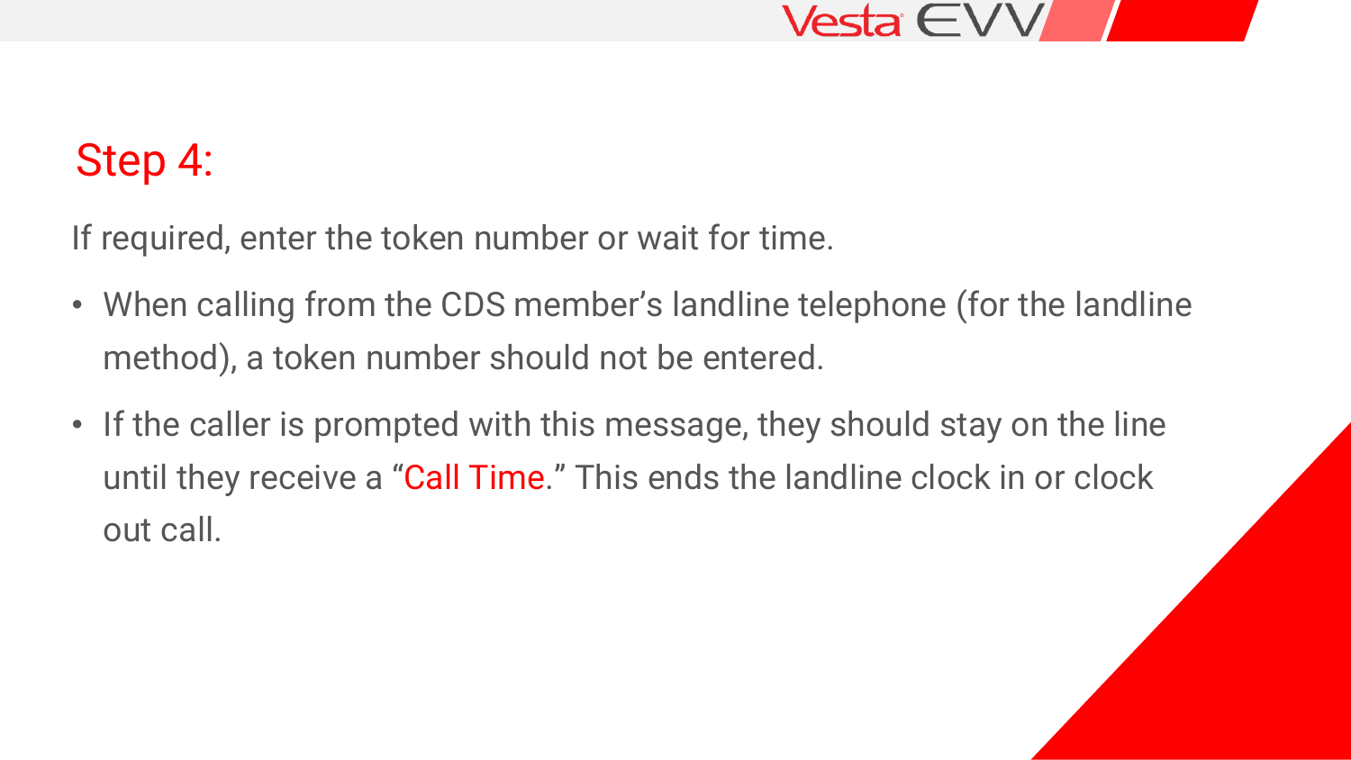## Step 4:

If required, enter the token number or wait for time.

- When calling from the CDS member’s landline telephone (for the landline method), a token number should not be entered.
- If the caller is prompted with this message, they should stay on the line until they receive a “Call Time.” This ends the landline clock in or clock out call.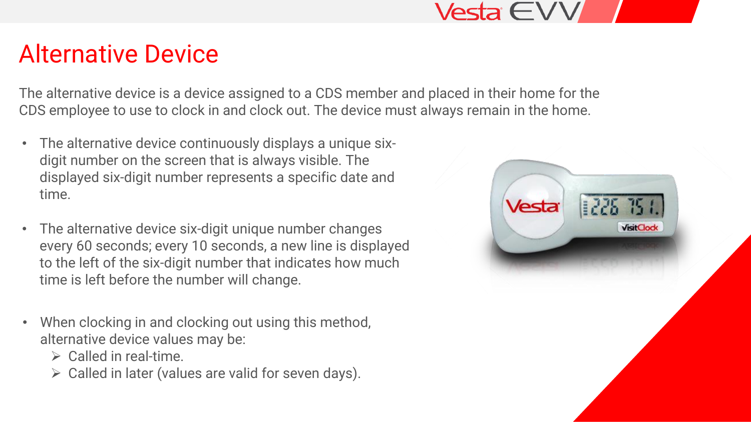# Alternative Device

The alternative device is a device assigned to a CDS member and placed in their home for the CDS employee to use to clock in and clock out. The device must always remain in the home.

- The alternative device continuously displays a unique six-digit number on the screen that is always visible. The displayed six-digit number represents a specific date and time.
- The alternative device six-digit unique number changes every 60 seconds; every 10 seconds, a new line is displayed to the left of the six-digit number that indicates how much time is left before the number will change.
- When clocking in and clocking out using this method, alternative device values may be:
  - Called in real-time.
  - Called in later (values are valid for seven days).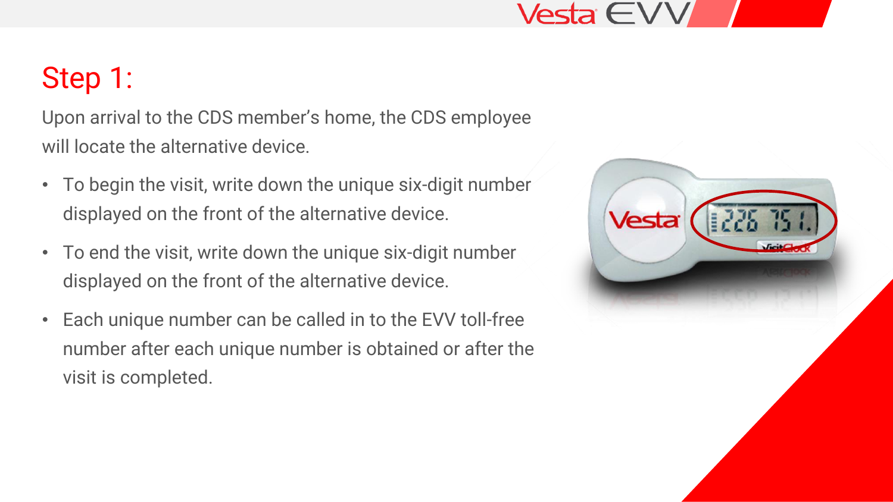## Step 1:

Upon arrival to the CDS member's home, the CDS employee will locate the alternative device.

- To begin the visit, write down the unique six-digit number displayed on the front of the alternative device.
- To end the visit, write down the unique six-digit number displayed on the front of the alternative device.
- Each unique number can be called in to the EVV toll-free number after each unique number is obtained or after the visit is completed.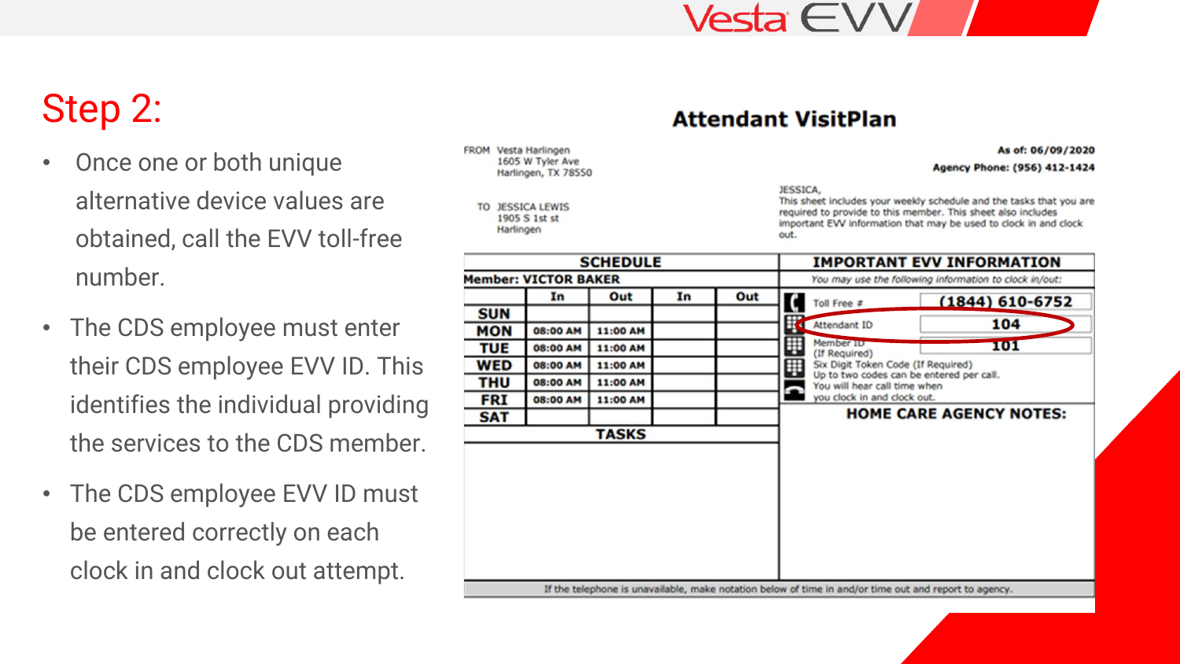# Step 2:

- Once one or both unique alternative device values are obtained, call the EVV toll-free number.
- The CDS employee must enter their CDS employee EVV ID. This identifies the individual providing the services to the CDS member.
- The CDS employee EVV ID must be entered correctly on each clock in and clock out attempt.

## Attendant VisitPlan

FROM Vesta Harlingen
1605 W Tyler Ave
Harlingen, TX 78550

TO JESSICA LEWIS
1905 S 1st st
Harlingen

**As of: 06/09/2020**

**Agency Phone: (956) 412-1424**

JESSICA,
This sheet includes your weekly schedule and the tasks that you are required to provide to this member. This sheet also includes important EVV information that may be used to clock in and clock out.

**SCHEDULE**

**Member: VICTOR BAKER**

| | In | Out | In | Out |
|---|---|---|---|---|
| SUN | | | | |
| MON | 08:00 AM | 11:00 AM | | |
| TUE | 08:00 AM | 11:00 AM | | |
| WED | 08:00 AM | 11:00 AM | | |
| THU | 08:00 AM | 11:00 AM | | |
| FRI | 08:00 AM | 11:00 AM | | |
| SAT | | | | |

**TASKS**

**IMPORTANT EVV INFORMATION**

*You may use the following information to clock in/out:*

| | |
|---|---|
| Toll Free # | (1844) 610-6752 |
| Attendant ID | 104 |
| Member ID (If Required) | 101 |

Six Digit Token Code (If Required)
Up to two codes can be entered per call.
You will hear call time when you clock in and clock out.

**HOME CARE AGENCY NOTES:**

If the telephone is unavailable, make notation below of time in and/or time out and report to agency.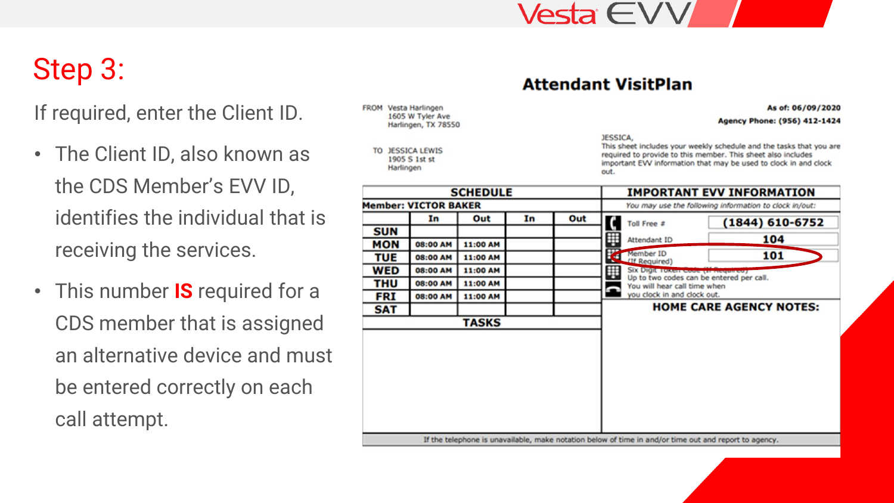# Step 3:

If required, enter the Client ID.

- The Client ID, also known as the CDS Member's EVV ID, identifies the individual that is receiving the services.
- This number **IS** required for a CDS member that is assigned an alternative device and must be entered correctly on each call attempt.

## Attendant VisitPlan

FROM Vesta Harlingen
1605 W Tyler Ave
Harlingen, TX 78550

TO JESSICA LEWIS
1905 S 1st st
Harlingen

**As of: 06/09/2020**

**Agency Phone: (956) 412-1424**

JESSICA,
This sheet includes your weekly schedule and the tasks that you are required to provide to this member. This sheet also includes important EVV information that may be used to clock in and clock out.

**SCHEDULE**

**Member: VICTOR BAKER**

| | In | Out | In | Out |
|---|---|---|---|---|
| SUN | | | | |
| MON | 08:00 AM | 11:00 AM | | |
| TUE | 08:00 AM | 11:00 AM | | |
| WED | 08:00 AM | 11:00 AM | | |
| THU | 08:00 AM | 11:00 AM | | |
| FRI | 08:00 AM | 11:00 AM | | |
| SAT | | | | |

**TASKS**

**IMPORTANT EVV INFORMATION**

*You may use the following information to clock in/out:*

| | |
|---|---|
| Toll Free # | (1844) 610-6752 |
| Attendant ID | 104 |
| Member ID (If Required) | 101 |
| Six Digit Token Code (If Required) | |

Up to two codes can be entered per call.
You will hear call time when you clock in and clock out.

**HOME CARE AGENCY NOTES:**

If the telephone is unavailable, make notation below of time in and/or time out and report to agency.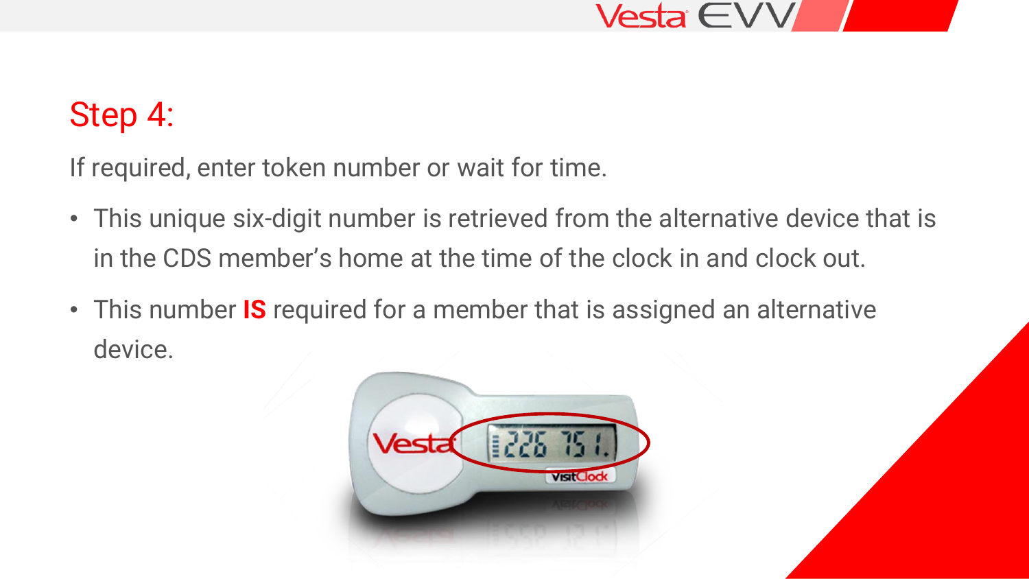## Step 4:

If required, enter token number or wait for time.

- This unique six-digit number is retrieved from the alternative device that is in the CDS member's home at the time of the clock in and clock out.
- This number **IS** required for a member that is assigned an alternative device.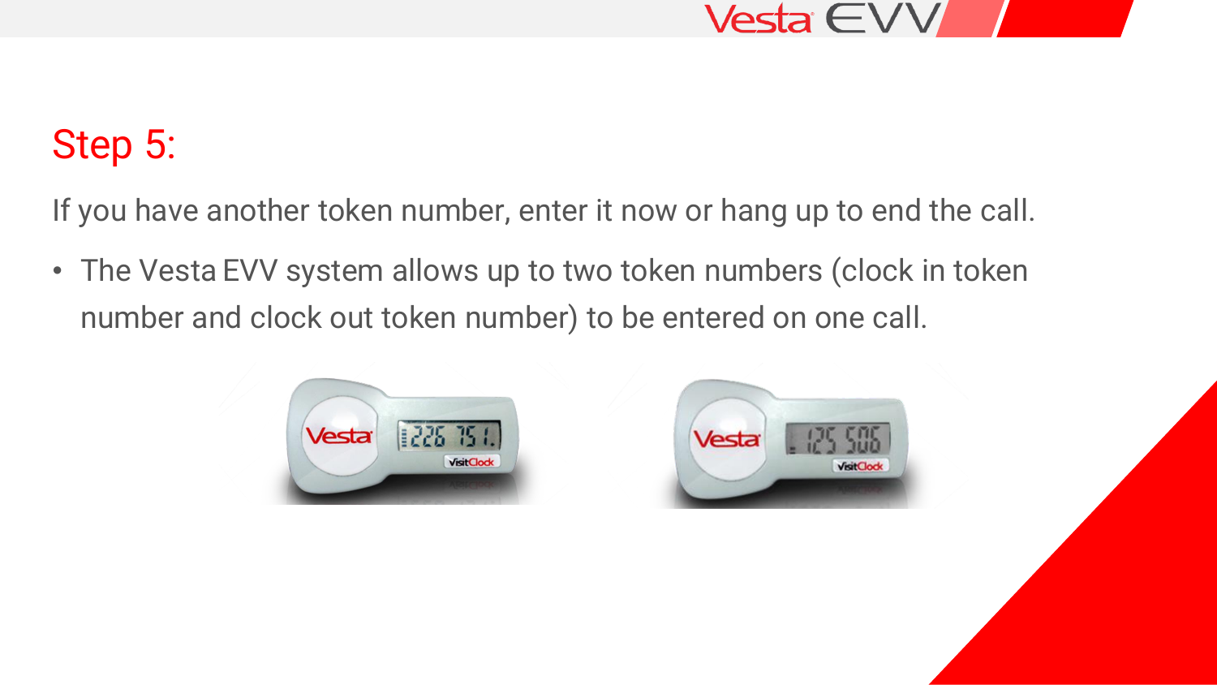## Step 5:

If you have another token number, enter it now or hang up to end the call.

- The Vesta EVV system allows up to two token numbers (clock in token number and clock out token number) to be entered on one call.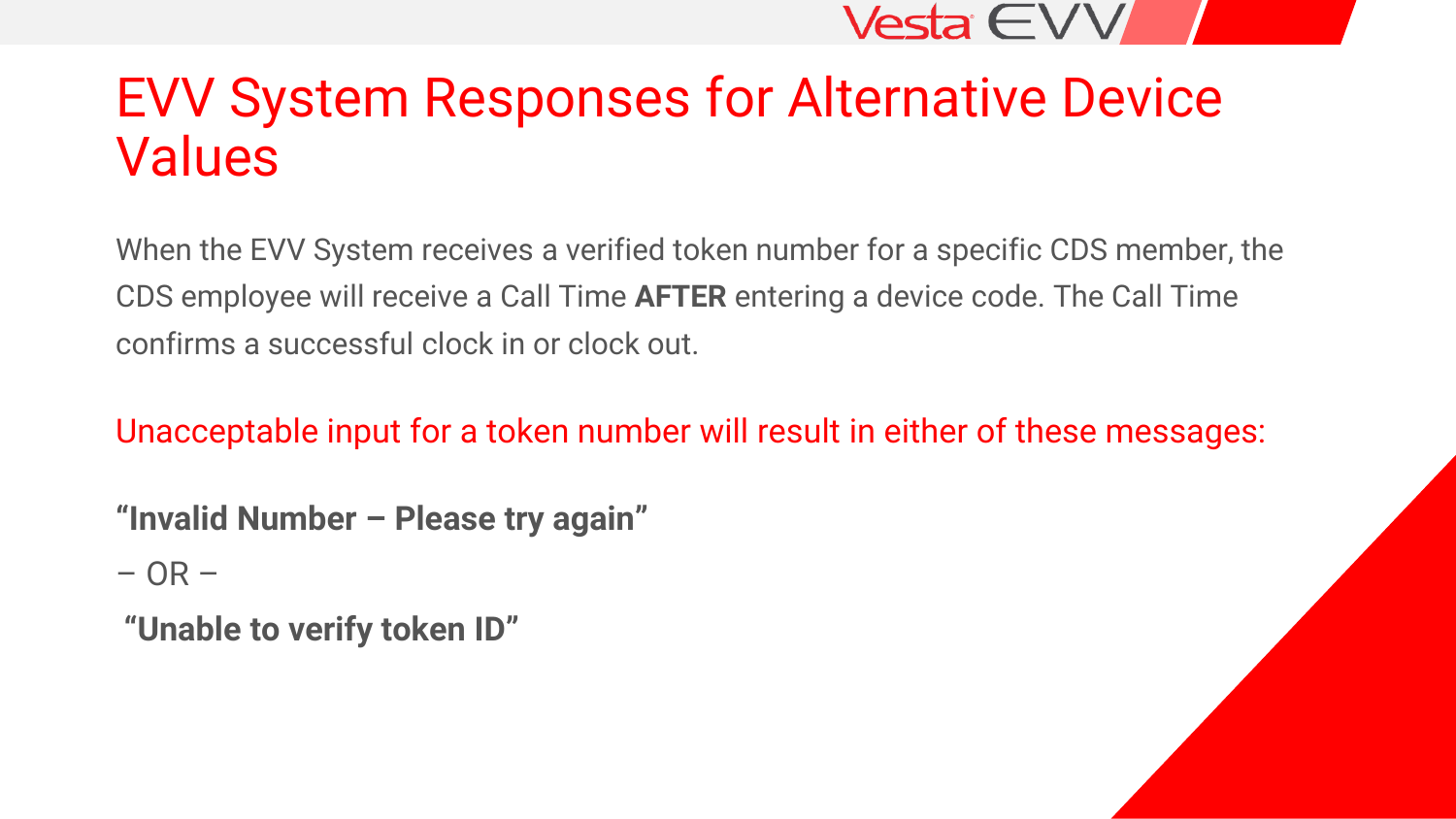# EVV System Responses for Alternative Device Values

When the EVV System receives a verified token number for a specific CDS member, the CDS employee will receive a Call Time **AFTER** entering a device code. The Call Time confirms a successful clock in or clock out.

Unacceptable input for a token number will result in either of these messages:

**“Invalid Number – Please try again”**

– OR –

**“Unable to verify token ID”**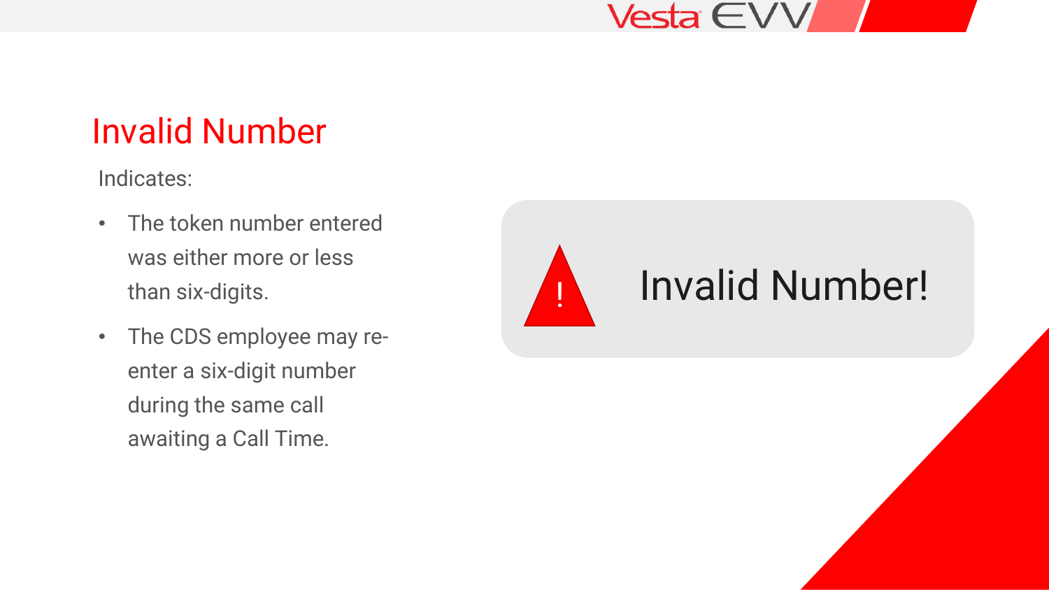# Invalid Number

Indicates:

- The token number entered was either more or less than six-digits.
- The CDS employee may re-enter a six-digit number during the same call awaiting a Call Time.

Invalid Number!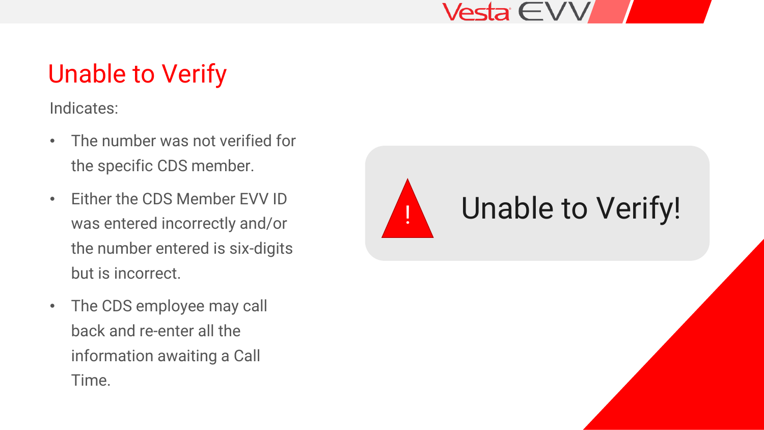# Unable to Verify

Indicates:

- The number was not verified for the specific CDS member.
- Either the CDS Member EVV ID was entered incorrectly and/or the number entered is six-digits but is incorrect.
- The CDS employee may call back and re-enter all the information awaiting a Call Time.

Unable to Verify!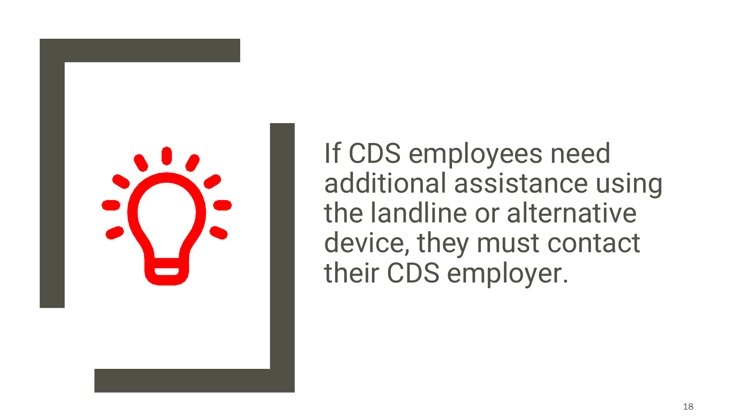If CDS employees need additional assistance using the landline or alternative device, they must contact their CDS employer.